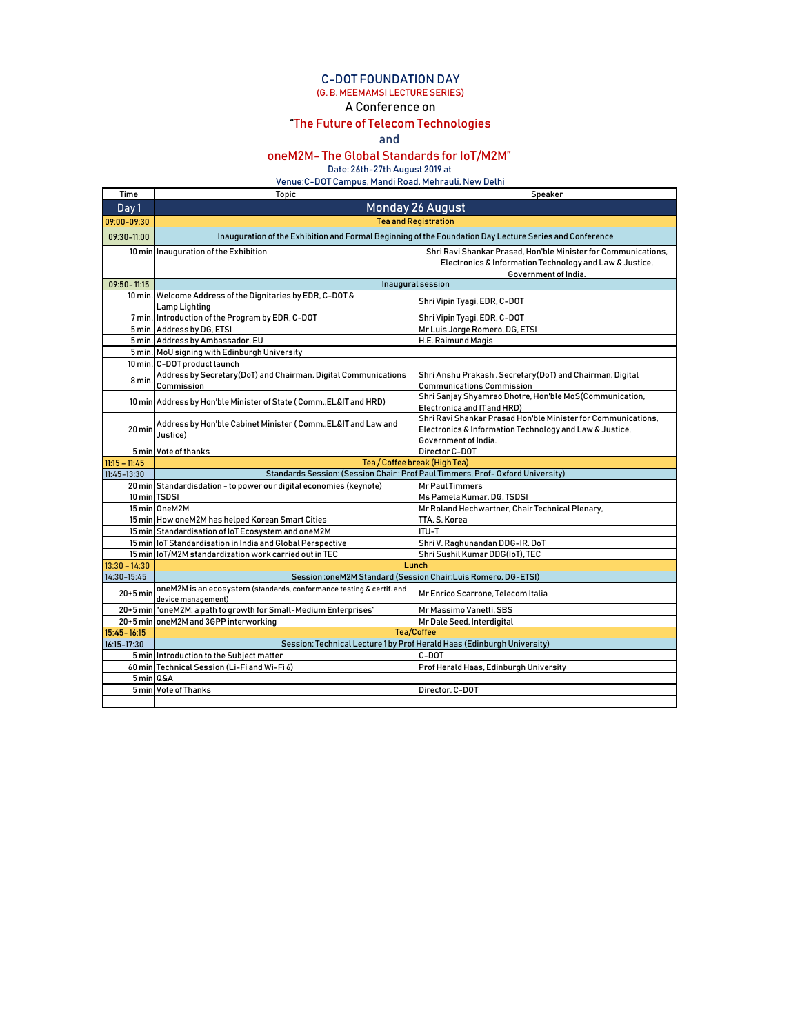# C-DOT FOUNDATION DAY

(G. B. MEEMAMSI LECTURE SERIES)

A Conference on

"The Future of Telecom Technologies

and

oneM2M- The Global Standards for IoT/M2M"

Date: 26th-27th August 2019 at

Venue:C-DOT Campus, Mandi Road, Mehrauli, New Delhi

| Time | Topic | Speaker |
|---|---|---|
| Day 1 | Monday 26 August | |
| 09:00-09:30 | Tea and Registration | |
| 09:30-11:00 | Inauguration of the Exhibition and Formal Beginning of the Foundation Day Lecture Series and Conference | |
| 10 min | Inauguration of the Exhibition | Shri Ravi Shankar Prasad, Hon'ble Minister for Communications, Electronics & Information Technology and Law & Justice, Government of India. |
| 09:50- 11:15 | Inaugural session | |
| 10 min. | Welcome Address of the Dignitaries by EDR, C-DOT & Lamp Lighting | Shri Vipin Tyagi, EDR, C-DOT |
| 7 min. | Introduction of the Program by EDR, C-DOT | Shri Vipin Tyagi, EDR, C-DOT |
| 5 min. | Address by DG, ETSI | Mr Luis Jorge Romero, DG, ETSI |
| 5 min. | Address by Ambassador, EU | H.E. Raimund Magis |
| 5 min. | MoU signing with Edinburgh University | |
| 10 min. | C-DOT product launch | |
| 8 min. | Address by Secretary(DoT) and Chairman, Digital Communications Commission | Shri Anshu Prakash , Secretary(DoT) and Chairman, Digital Communications Commission |
| 10 min | Address by Hon'ble Minister of State ( Comm.,EL&IT and HRD) | Shri Sanjay Shyamrao Dhotre, Hon'ble MoS(Communication, Electronica and IT and HRD) |
| 20 min | Address by Hon'ble Cabinet Minister ( Comm.,EL&IT and Law and Justice) | Shri Ravi Shankar Prasad Hon'ble Minister for Communications, Electronics & Information Technology and Law & Justice, Government of India. |
| 5 min | Vote of thanks | Director C-DOT |
| 11:15 – 11:45 | Tea / Coffee break (High Tea) | |
| 11:45-13:30 | Standards Session: (Session Chair : Prof Paul Timmers, Prof- Oxford University) | |
| 20 min | Standardisdation – to power our digital economies (keynote) | Mr Paul Timmers |
| 10 min | TSDSI | Ms Pamela Kumar, DG, TSDSI |
| 15 min | OneM2M | Mr Roland Hechwartner, Chair Technical Plenary, |
| 15 min | How oneM2M has helped Korean Smart Cities | TTA, S. Korea |
| 15 min | Standardisation of IoT Ecosystem and oneM2M | ITU-T |
| 15 min | IoT Standardisation in India and Global Perspective | Shri V. Raghunandan DDG-IR. DoT |
| 15 min | IoT/M2M standardization work carried out in TEC | Shri Sushil Kumar DDG(IoT), TEC |
| 13:30 – 14:30 | Lunch | |
| 14:30-15:45 | Session :oneM2M Standard (Session Chair:Luis Romero, DG-ETSI) | |
| 20+5 min | oneM2M is an ecosystem (standards, conformance testing & certif. and device management) | Mr Enrico Scarrone, Telecom Italia |
| 20+5 min | "oneM2M: a path to growth for Small-Medium Enterprises" | Mr Massimo Vanetti, SBS |
| 20+5 min | oneM2M and 3GPP interworking | Mr Dale Seed, Interdigital |
| 15:45- 16:15 | Tea/Coffee | |
| 16:15-17:30 | Session: Technical Lecture 1 by Prof Herald Haas (Edinburgh University) | |
| 5 min | Introduction to the Subject matter | C-DOT |
| 60 min | Technical Session (Li-Fi and Wi-Fi 6) | Prof Herald Haas, Edinburgh University |
| 5 min | Q&A | |
| 5 min | Vote of Thanks | Director, C-DOT |
| | | |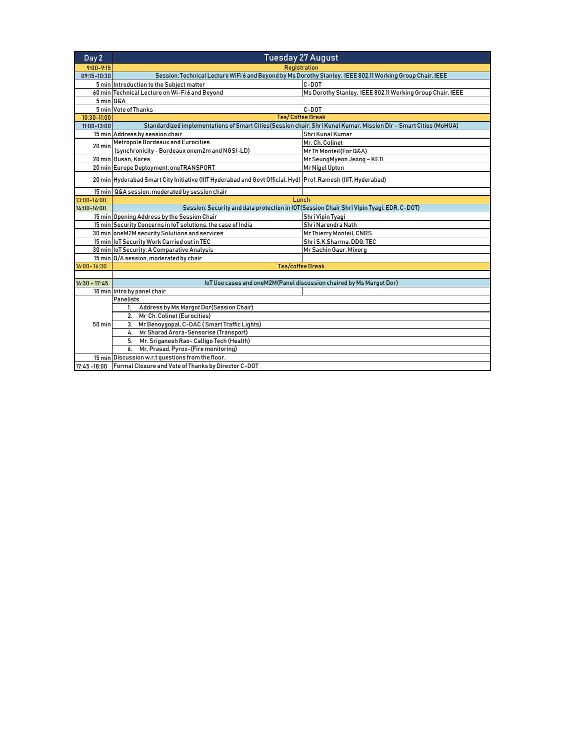| Day 2 | Tuesday 27 August | |
|---|---|---|
| 9:00-9:15 | Registration | |
| 09:15-10:30 | Session: Technical Lecture WiFi 6 and Beyond by Ms Dorothy Stanley, IEEE 802.11 Working Group Chair, IEEE | |
| 5 min | Introduction to the Subject matter | C-DOT |
| 60 min | Technical Lecture on Wi-Fi 6 and Beyond | Ms Dorothy Stanley, IEEE 802.11 Working Group Chair, IEEE |
| 5 min | Q&A | |
| 5 min | Vote of Thanks | C-DOT |
| 10:30-11:00 | Tea/ Coffee Break | |
| 11:00-13:00 | Standardized implementations of Smart Cities(Session chair: Shri Kunal Kumar, Mission Dir – Smart Cities (MoHUA) | |
| 15 min | Address by session chair | Shri Kunal Kumar |
| 20 min | Metropole Bordeaux and Eurocities (synchronicity - Bordeaux onem2m and NGSI-LD) | Mr. Ch. Colinet<br>Mr Th Monteil(For Q&A) |
| 20 min | Busan, Korea | Mr SeungMyeon Jeong – KETI |
| 20 min | Europe Deployment: oneTRANSPORT | Mr Nigel Upton |
| 20 min | Hyderabad Smart City Initiative (IIIT Hyderabad and Govt Official, Hyd) | Prof. Ramesh (IIIT, Hyderabad) |
| 15 min | Q&A session, moderated by session chair | |
| 13:00-14:00 | Lunch | |
| 14:00-16:00 | Session: Security and data protection in IOT(Session Chair Shri Vipin Tyagi, EDR, C-DOT) | |
| 15 min | Opening Address by the Session Chair | Shri Vipin Tyagi |
| 15 min | Security Concerns in IoT solutions, the case of India | Shri Narendra Nath |
| 30 min | oneM2M security Solutions and services | Mr Thierry Monteil, CNRS |
| 15 min | IoT Security Work Carried out in TEC | Shri S.K.Sharma, DDG, TEC |
| 30 min | IoT Security: A Comparative Analysis | Mr Sachin Gaur, Mixorg |
| 15 min | Q/A session, moderated by chair | |
| 16:00-16:30 | Tea/coffee Break | |
| | | |
| 16:30 – 17:45 | IoT Use cases and oneM2M(Panel discussion chaired by Ms Margot Dor) | |
| 10 min | Intro by panel chair | |
| 50 min | Panelists<br>1. Address by Ms Margot Dor(Session Chair)<br>2. Mr Ch. Colinet (Eurocities)<br>3. Mr Benoygopal, C-DAC ( Smart Traffic Lights)<br>4. Mr.Sharad Arora-Sensorise (Transport)<br>5. Mr. Sriganesh Rao- Calligo Tech (Health)<br>6. Mr. Prasad, Pyrox-(Fire monitoring) | |
| 15 min | Discussion w.r.t questions from the floor. | |
| 17:45 -18:00 | Formal Closure and Vote of Thanks by Director C-DOT | |